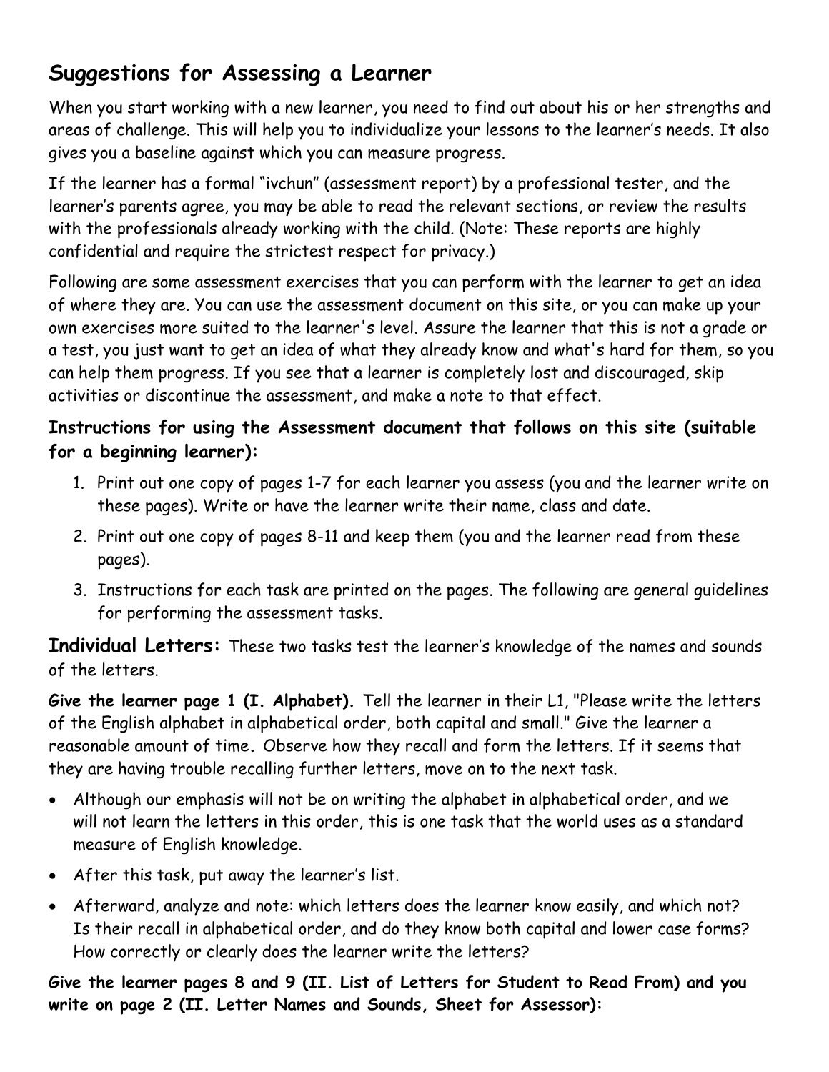# Suggestions for Assessing a Learner

When you start working with a new learner, you need to find out about his or her strengths and areas of challenge. This will help you to individualize your lessons to the learner's needs. It also gives you a baseline against which you can measure progress.

If the learner has a formal "ivchun" (assessment report) by a professional tester, and the learner's parents agree, you may be able to read the relevant sections, or review the results with the professionals already working with the child. (Note: These reports are highly confidential and require the strictest respect for privacy.)

Following are some assessment exercises that you can perform with the learner to get an idea of where they are. You can use the assessment document on this site, or you can make up your own exercises more suited to the learner's level. Assure the learner that this is not a grade or a test, you just want to get an idea of what they already know and what's hard for them, so you can help them progress. If you see that a learner is completely lost and discouraged, skip activities or discontinue the assessment, and make a note to that effect.

### Instructions for using the Assessment document that follows on this site (suitable for a beginning learner):

1. Print out one copy of pages 1-7 for each learner you assess (you and the learner write on these pages). Write or have the learner write their name, class and date.
2. Print out one copy of pages 8-11 and keep them (you and the learner read from these pages).
3. Instructions for each task are printed on the pages. The following are general guidelines for performing the assessment tasks.

**Individual Letters:** These two tasks test the learner's knowledge of the names and sounds of the letters.

**Give the learner page 1 (I. Alphabet).** Tell the learner in their L1, "Please write the letters of the English alphabet in alphabetical order, both capital and small." Give the learner a reasonable amount of time**.** Observe how they recall and form the letters. If it seems that they are having trouble recalling further letters, move on to the next task.

- Although our emphasis will not be on writing the alphabet in alphabetical order, and we will not learn the letters in this order, this is one task that the world uses as a standard measure of English knowledge.
- After this task, put away the learner's list.
- Afterward, analyze and note: which letters does the learner know easily, and which not? Is their recall in alphabetical order, and do they know both capital and lower case forms? How correctly or clearly does the learner write the letters?

**Give the learner pages 8 and 9 (II. List of Letters for Student to Read From) and you write on page 2 (II. Letter Names and Sounds, Sheet for Assessor):**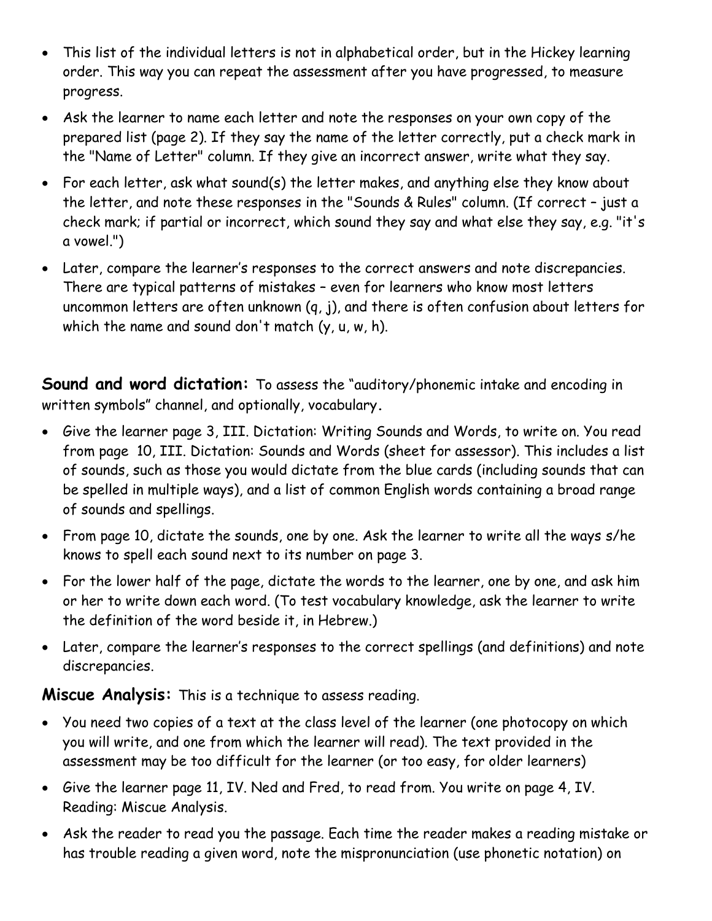- This list of the individual letters is not in alphabetical order, but in the Hickey learning order. This way you can repeat the assessment after you have progressed, to measure progress.
- Ask the learner to name each letter and note the responses on your own copy of the prepared list (page 2). If they say the name of the letter correctly, put a check mark in the "Name of Letter" column. If they give an incorrect answer, write what they say.
- For each letter, ask what sound(s) the letter makes, and anything else they know about the letter, and note these responses in the "Sounds & Rules" column. (If correct – just a check mark; if partial or incorrect, which sound they say and what else they say, e.g. "it's a vowel.")
- Later, compare the learner's responses to the correct answers and note discrepancies. There are typical patterns of mistakes – even for learners who know most letters uncommon letters are often unknown (q, j), and there is often confusion about letters for which the name and sound don't match (y, u, w, h).

**Sound and word dictation:** To assess the "auditory/phonemic intake and encoding in written symbols" channel, and optionally, vocabulary**.**

- Give the learner page 3, III. Dictation: Writing Sounds and Words, to write on. You read from page 10, III. Dictation: Sounds and Words (sheet for assessor). This includes a list of sounds, such as those you would dictate from the blue cards (including sounds that can be spelled in multiple ways), and a list of common English words containing a broad range of sounds and spellings.
- From page 10, dictate the sounds, one by one. Ask the learner to write all the ways s/he knows to spell each sound next to its number on page 3.
- For the lower half of the page, dictate the words to the learner, one by one, and ask him or her to write down each word. (To test vocabulary knowledge, ask the learner to write the definition of the word beside it, in Hebrew.)
- Later, compare the learner's responses to the correct spellings (and definitions) and note discrepancies.

**Miscue Analysis:** This is a technique to assess reading.

- You need two copies of a text at the class level of the learner (one photocopy on which you will write, and one from which the learner will read). The text provided in the assessment may be too difficult for the learner (or too easy, for older learners)
- Give the learner page 11, IV. Ned and Fred, to read from. You write on page 4, IV. Reading: Miscue Analysis.
- Ask the reader to read you the passage. Each time the reader makes a reading mistake or has trouble reading a given word, note the mispronunciation (use phonetic notation) on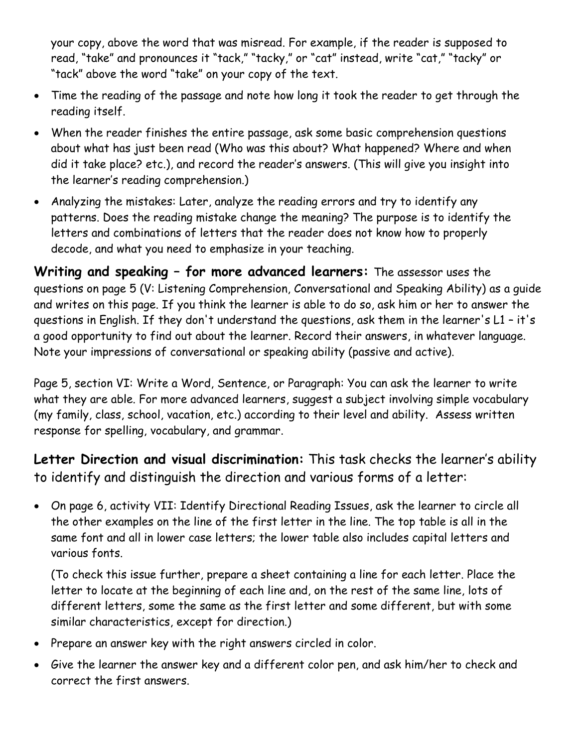your copy, above the word that was misread. For example, if the reader is supposed to read, "take" and pronounces it "tack," "tacky," or "cat" instead, write "cat," "tacky" or "tack" above the word "take" on your copy of the text.

- Time the reading of the passage and note how long it took the reader to get through the reading itself.
- When the reader finishes the entire passage, ask some basic comprehension questions about what has just been read (Who was this about? What happened? Where and when did it take place? etc.), and record the reader's answers. (This will give you insight into the learner's reading comprehension.)
- Analyzing the mistakes: Later, analyze the reading errors and try to identify any patterns. Does the reading mistake change the meaning? The purpose is to identify the letters and combinations of letters that the reader does not know how to properly decode, and what you need to emphasize in your teaching.

**Writing and speaking – for more advanced learners:** The assessor uses the questions on page 5 (V: Listening Comprehension, Conversational and Speaking Ability) as a guide and writes on this page. If you think the learner is able to do so, ask him or her to answer the questions in English. If they don't understand the questions, ask them in the learner's L1 – it's a good opportunity to find out about the learner. Record their answers, in whatever language. Note your impressions of conversational or speaking ability (passive and active).

Page 5, section VI: Write a Word, Sentence, or Paragraph: You can ask the learner to write what they are able. For more advanced learners, suggest a subject involving simple vocabulary (my family, class, school, vacation, etc.) according to their level and ability. Assess written response for spelling, vocabulary, and grammar.

**Letter Direction and visual discrimination:** This task checks the learner's ability to identify and distinguish the direction and various forms of a letter:

- On page 6, activity VII: Identify Directional Reading Issues, ask the learner to circle all the other examples on the line of the first letter in the line. The top table is all in the same font and all in lower case letters; the lower table also includes capital letters and various fonts.

  (To check this issue further, prepare a sheet containing a line for each letter. Place the letter to locate at the beginning of each line and, on the rest of the same line, lots of different letters, some the same as the first letter and some different, but with some similar characteristics, except for direction.)

- Prepare an answer key with the right answers circled in color.
- Give the learner the answer key and a different color pen, and ask him/her to check and correct the first answers.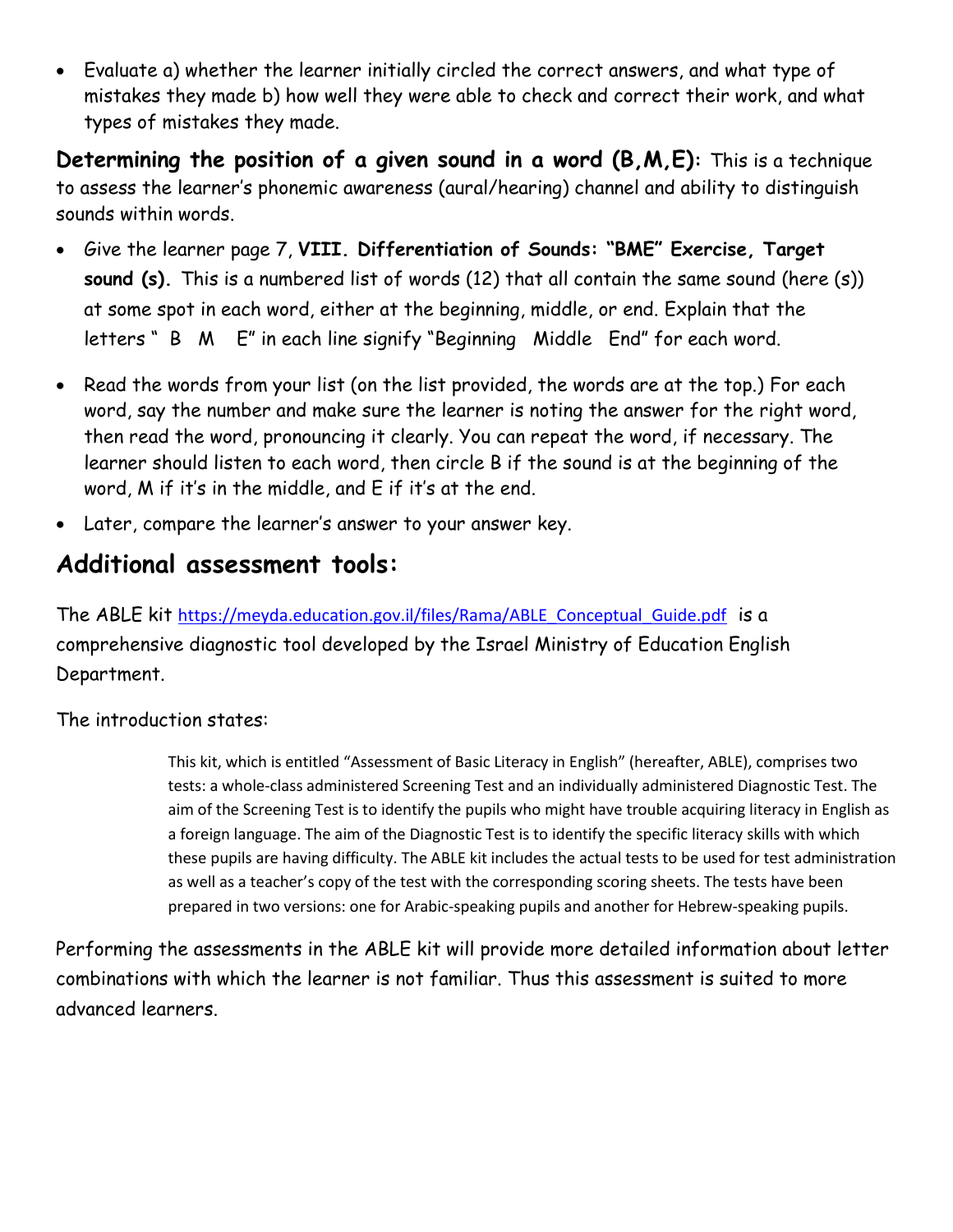- Evaluate a) whether the learner initially circled the correct answers, and what type of mistakes they made b) how well they were able to check and correct their work, and what types of mistakes they made.

**Determining the position of a given sound in a word (B,M,E):** This is a technique to assess the learner's phonemic awareness (aural/hearing) channel and ability to distinguish sounds within words.

- Give the learner page 7, **VIII. Differentiation of Sounds: "BME" Exercise, Target sound (s).** This is a numbered list of words (12) that all contain the same sound (here (s)) at some spot in each word, either at the beginning, middle, or end. Explain that the letters " B M E" in each line signify "Beginning Middle End" for each word.
- Read the words from your list (on the list provided, the words are at the top.) For each word, say the number and make sure the learner is noting the answer for the right word, then read the word, pronouncing it clearly. You can repeat the word, if necessary. The learner should listen to each word, then circle B if the sound is at the beginning of the word, M if it's in the middle, and E if it's at the end.
- Later, compare the learner's answer to your answer key.

## Additional assessment tools:

The ABLE kit https://meyda.education.gov.il/files/Rama/ABLE_Conceptual_Guide.pdf is a comprehensive diagnostic tool developed by the Israel Ministry of Education English Department.

The introduction states:

> This kit, which is entitled "Assessment of Basic Literacy in English" (hereafter, ABLE), comprises two tests: a whole-class administered Screening Test and an individually administered Diagnostic Test. The aim of the Screening Test is to identify the pupils who might have trouble acquiring literacy in English as a foreign language. The aim of the Diagnostic Test is to identify the specific literacy skills with which these pupils are having difficulty. The ABLE kit includes the actual tests to be used for test administration as well as a teacher's copy of the test with the corresponding scoring sheets. The tests have been prepared in two versions: one for Arabic-speaking pupils and another for Hebrew-speaking pupils.

Performing the assessments in the ABLE kit will provide more detailed information about letter combinations with which the learner is not familiar. Thus this assessment is suited to more advanced learners.